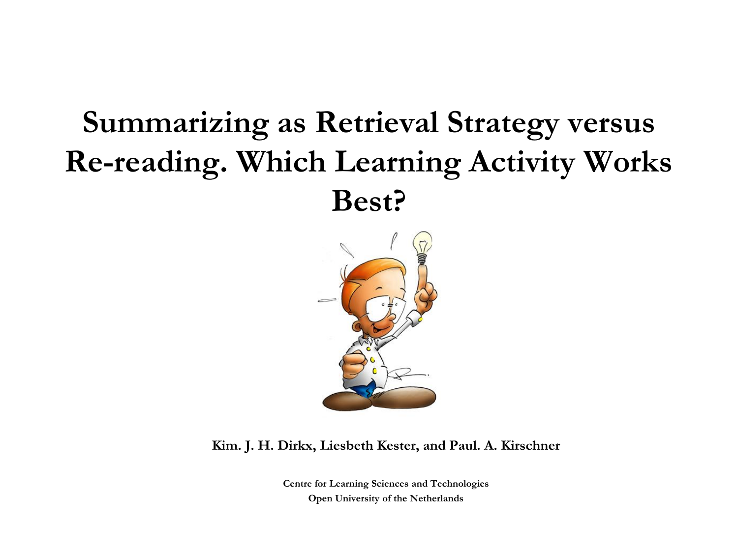# Summarizing as Retrieval Strategy versus Re-reading. Which Learning Activity Works Best?

**Kim. J. H. Dirkx, Liesbeth Kester, and Paul. A. Kirschner**

**Centre for Learning Sciences and Technologies**
**Open University of the Netherlands**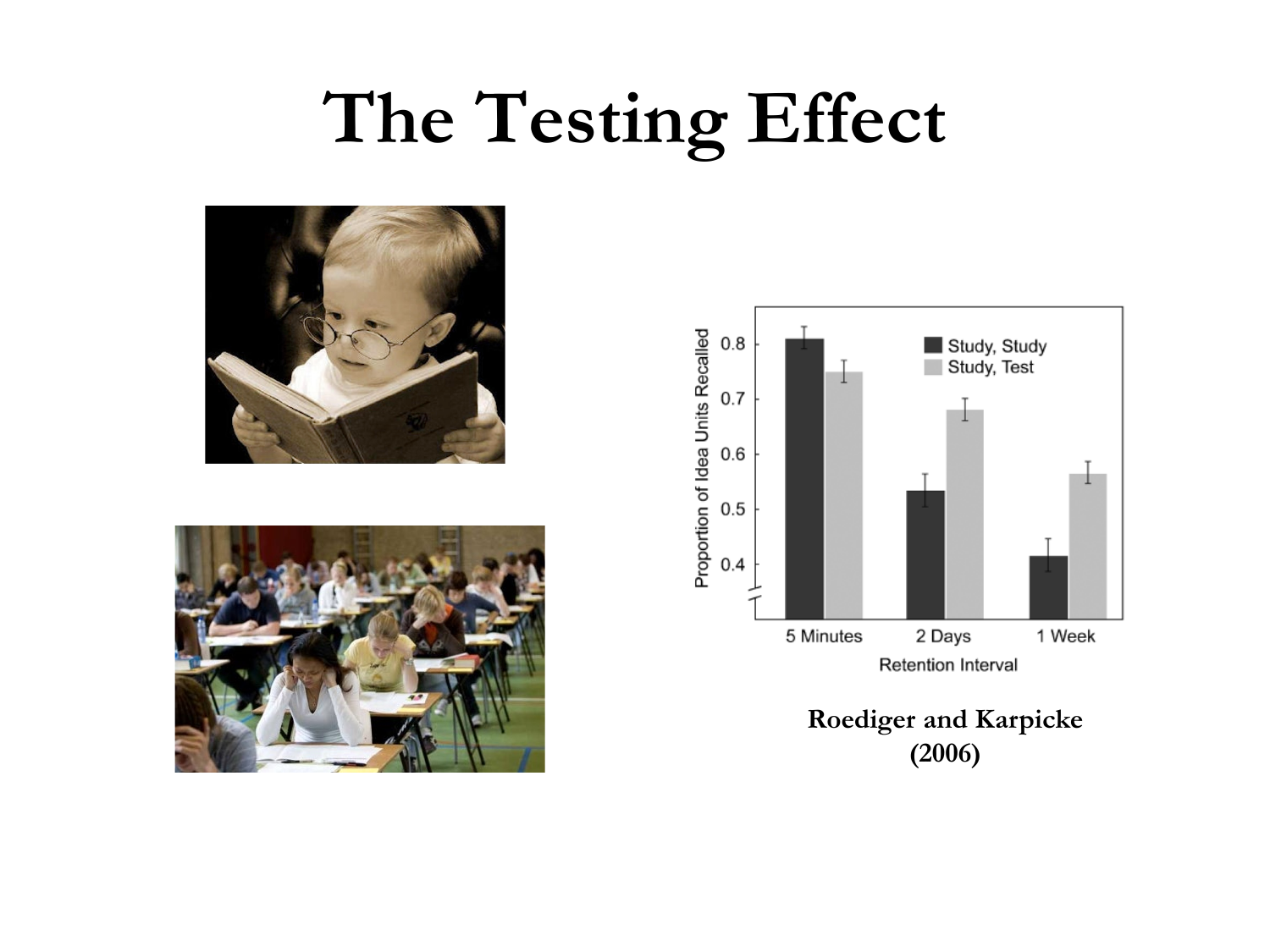# The Testing Effect

**Roediger and Karpicke (2006)**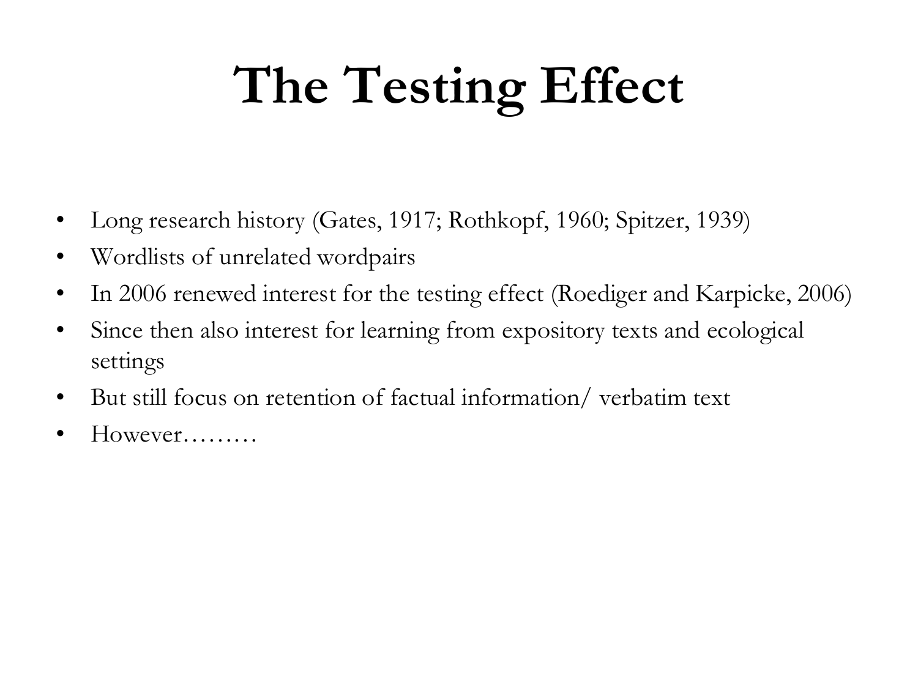# The Testing Effect

- Long research history (Gates, 1917; Rothkopf, 1960; Spitzer, 1939)
- Wordlists of unrelated wordpairs
- In 2006 renewed interest for the testing effect (Roediger and Karpicke, 2006)
- Since then also interest for learning from expository texts and ecological settings
- But still focus on retention of factual information/ verbatim text
- However………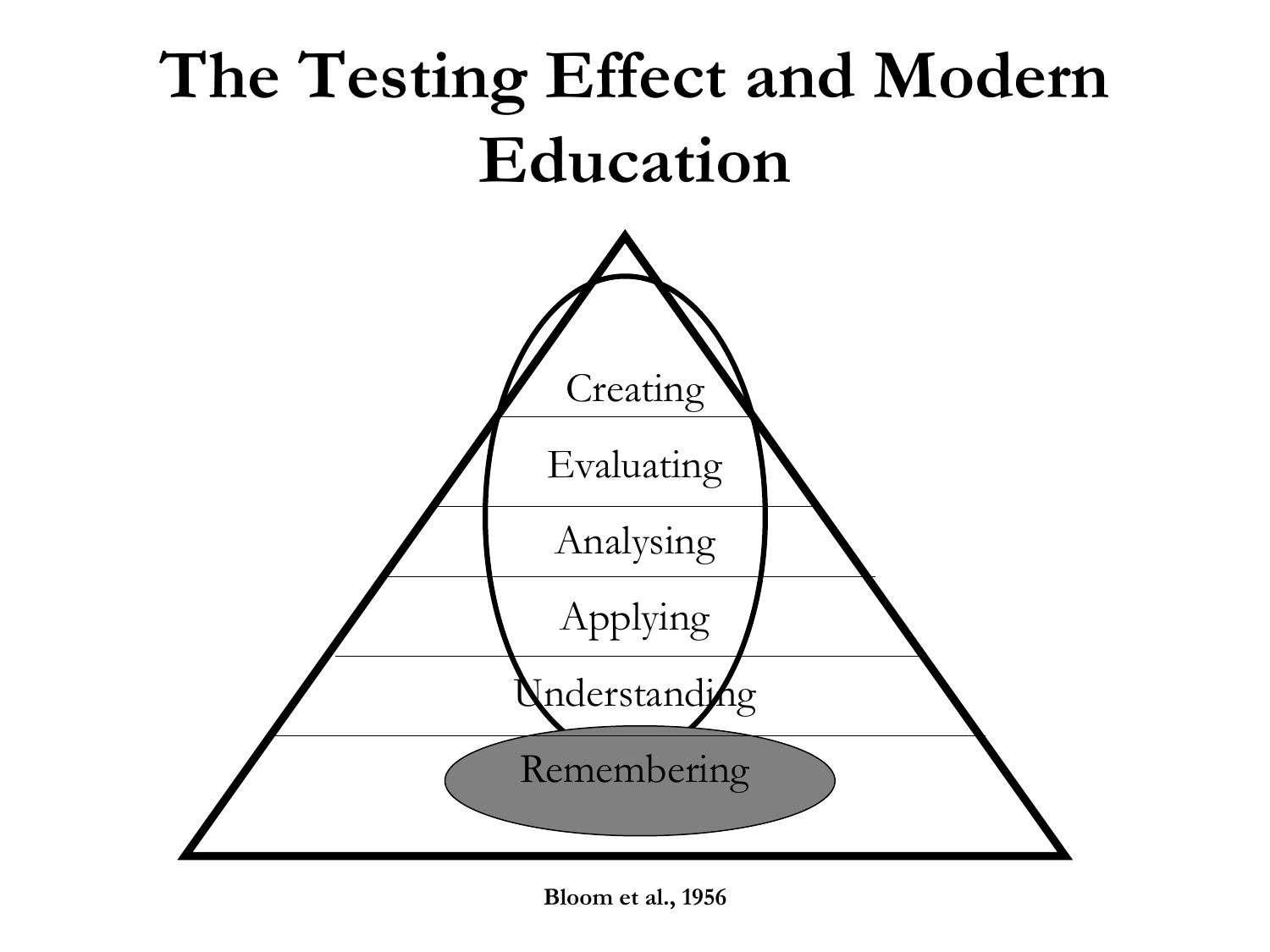# The Testing Effect and Modern Education

Creating

Evaluating

Analysing

Applying

Understanding

Remembering

**Bloom et al., 1956**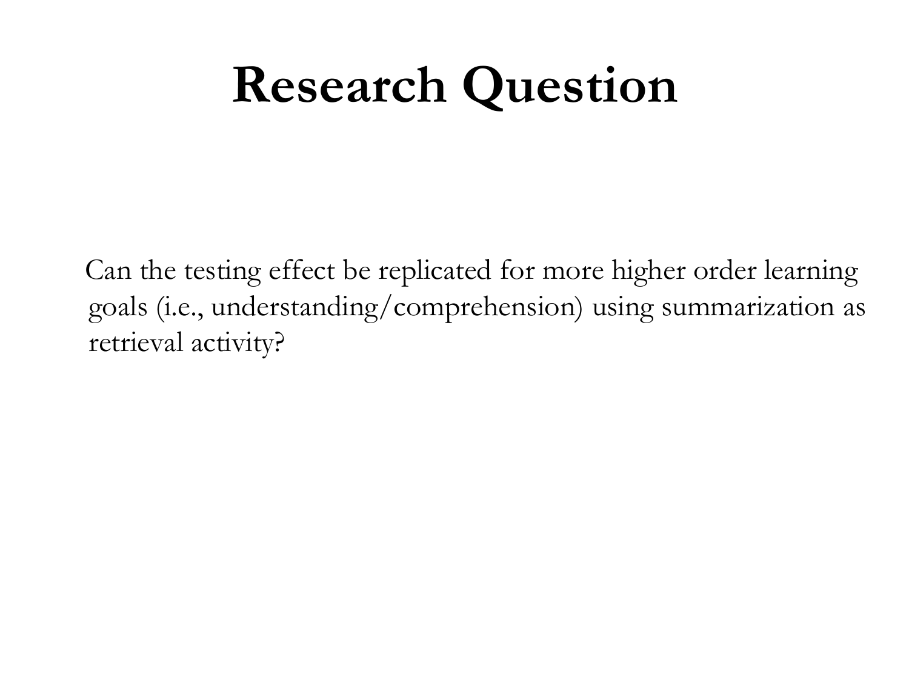# Research Question

Can the testing effect be replicated for more higher order learning goals (i.e., understanding/comprehension) using summarization as retrieval activity?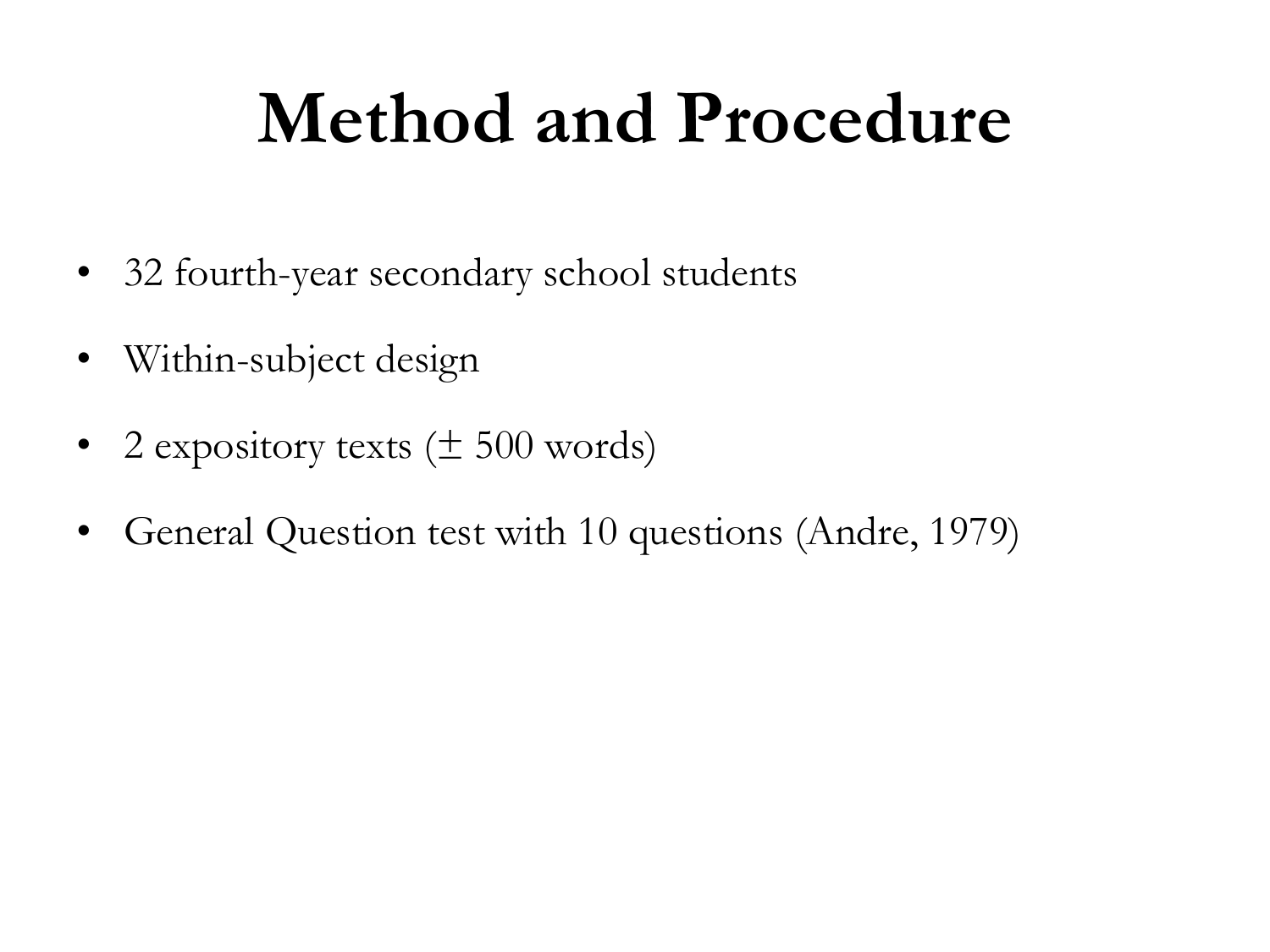# Method and Procedure

- 32 fourth-year secondary school students
- Within-subject design
- 2 expository texts ($\pm$ 500 words)
- General Question test with 10 questions (Andre, 1979)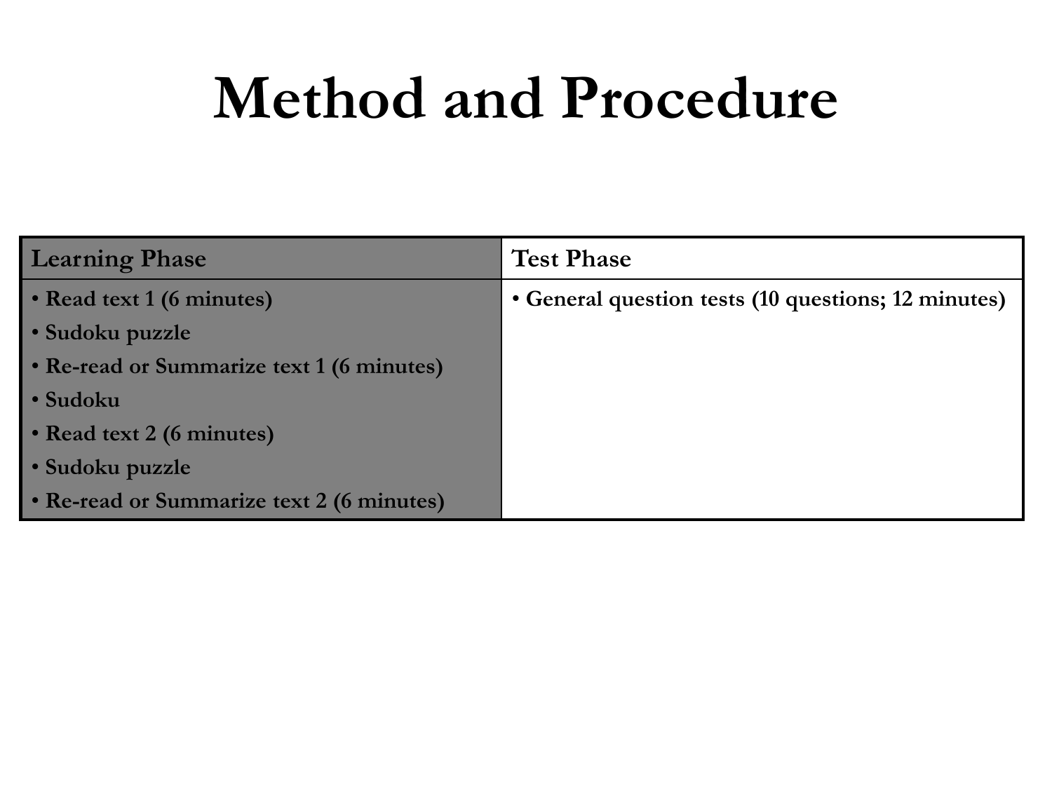# Method and Procedure

| Learning Phase | Test Phase |
|---|---|
| • Read text 1 (6 minutes)<br>• Sudoku puzzle<br>• Re-read or Summarize text 1 (6 minutes)<br>• Sudoku<br>• Read text 2 (6 minutes)<br>• Sudoku puzzle<br>• Re-read or Summarize text 2 (6 minutes) | • General question tests (10 questions; 12 minutes) |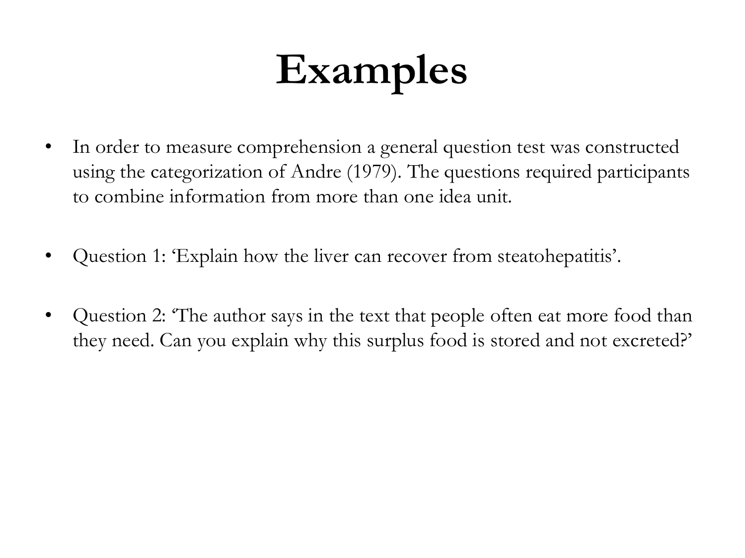# Examples

- In order to measure comprehension a general question test was constructed using the categorization of Andre (1979). The questions required participants to combine information from more than one idea unit.

- Question 1: 'Explain how the liver can recover from steatohepatitis'.

- Question 2: 'The author says in the text that people often eat more food than they need. Can you explain why this surplus food is stored and not excreted?'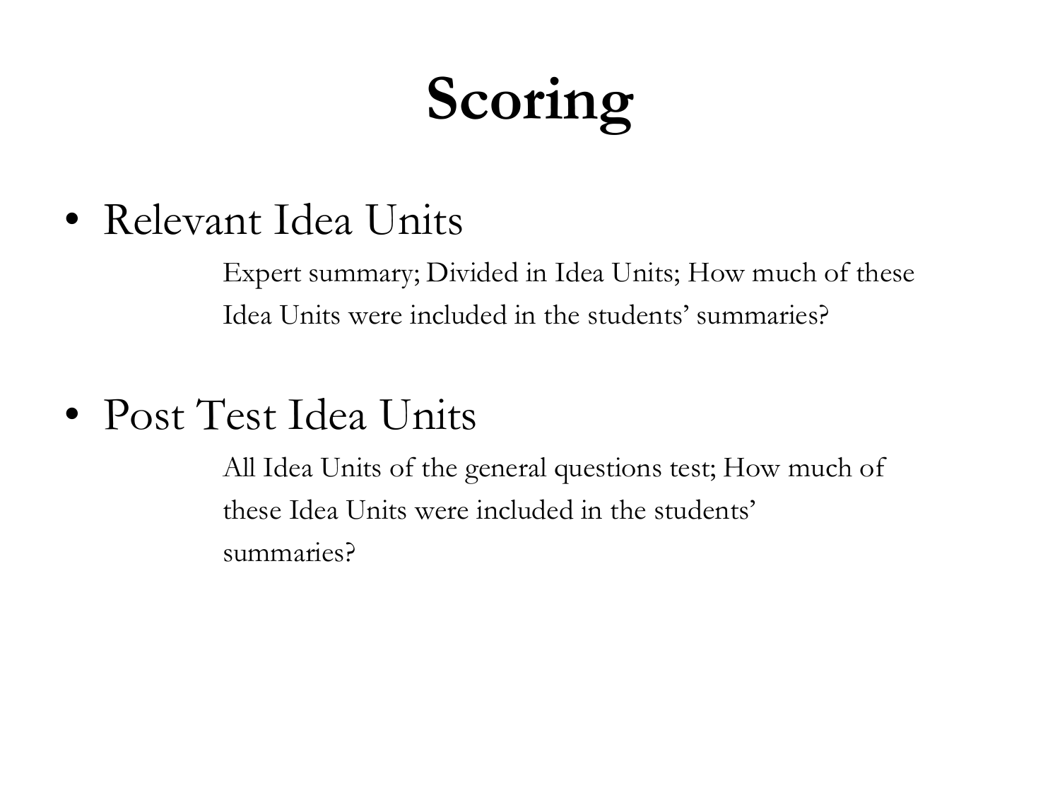# Scoring

- Relevant Idea Units

  Expert summary; Divided in Idea Units; How much of these Idea Units were included in the students' summaries?

- Post Test Idea Units

  All Idea Units of the general questions test; How much of these Idea Units were included in the students' summaries?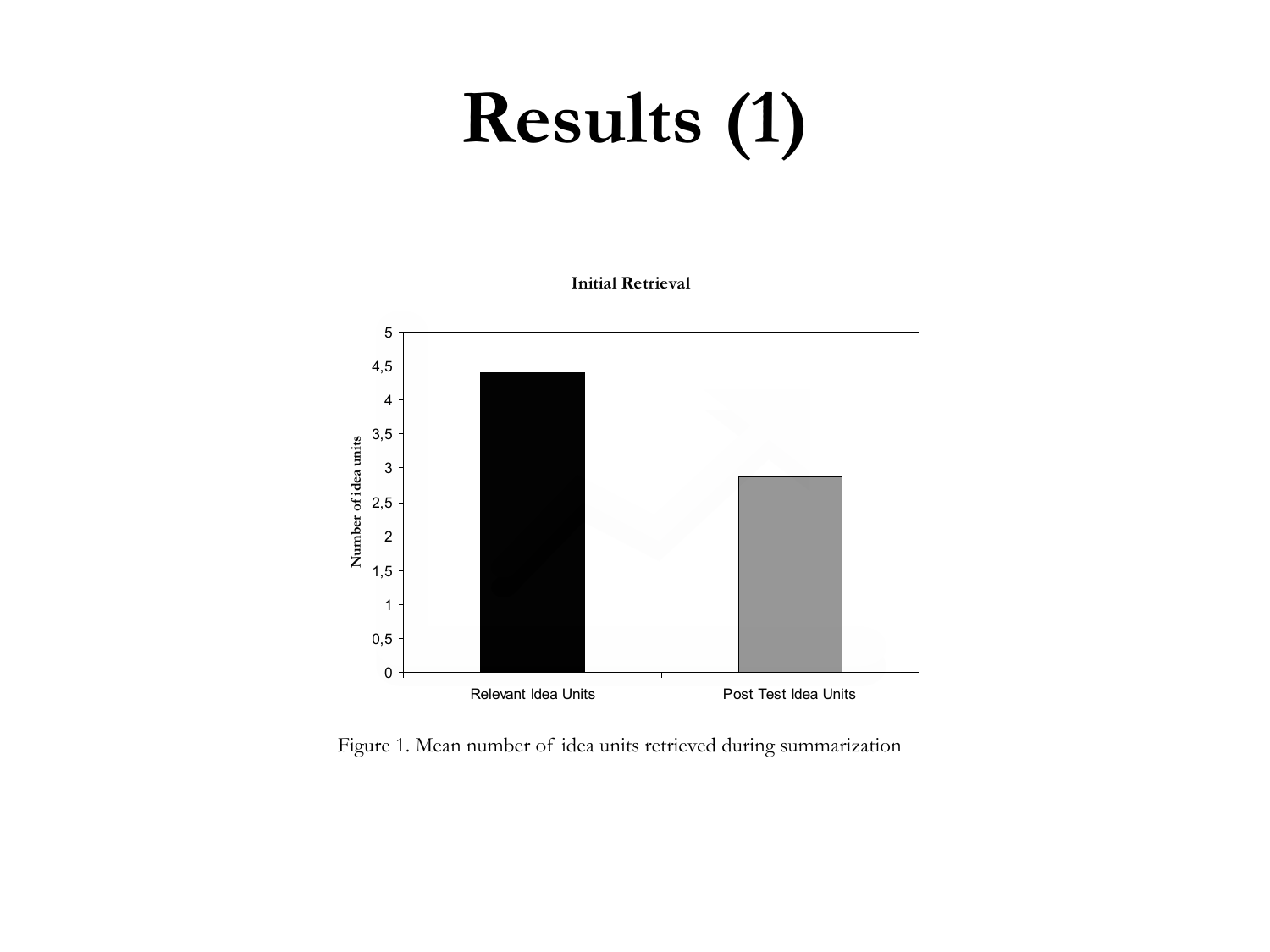# Results (1)

**Initial Retrieval**

| | Number of idea units |
|---|---|
| Relevant Idea Units | ~4.4 |
| Post Test Idea Units | ~2.87 |

Figure 1. Mean number of idea units retrieved during summarization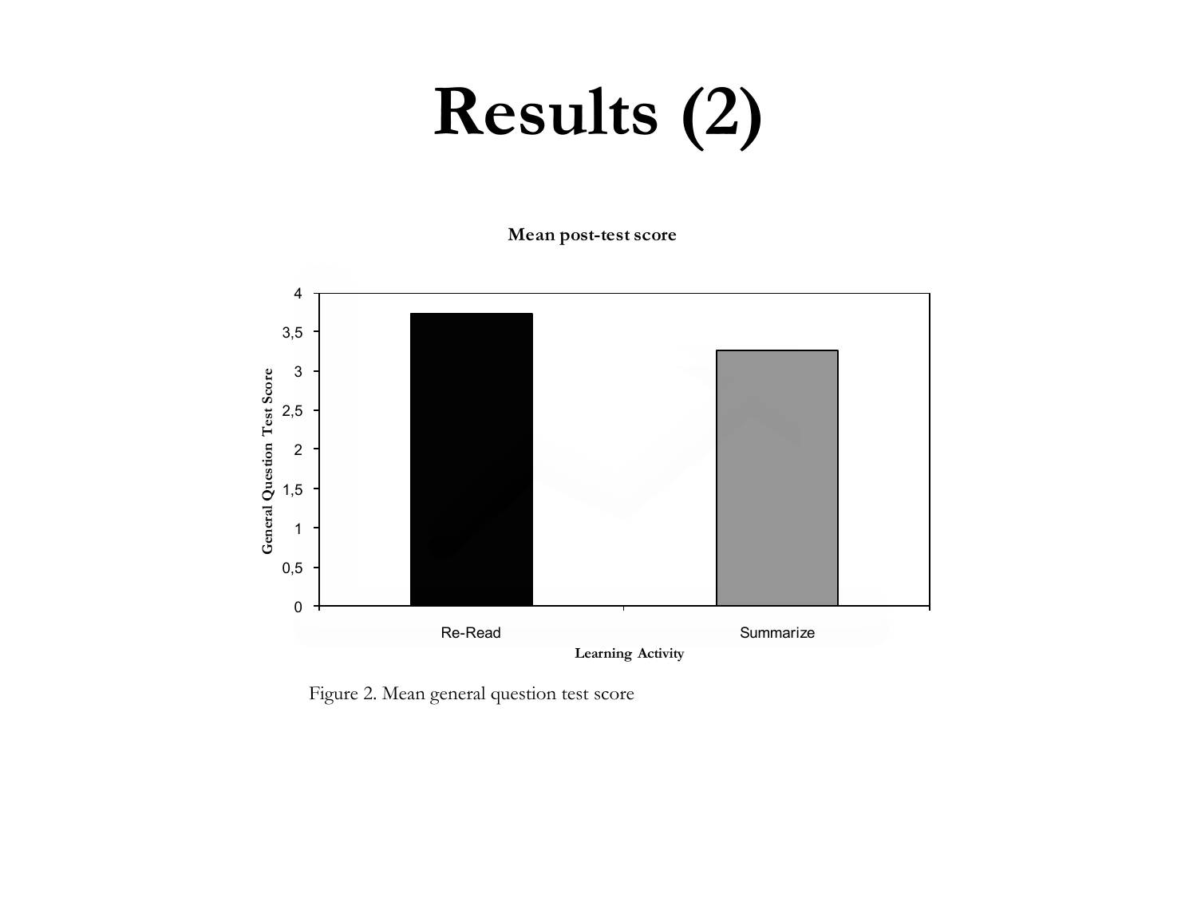# Results (2)

**Mean post-test score**

Figure 2. Mean general question test score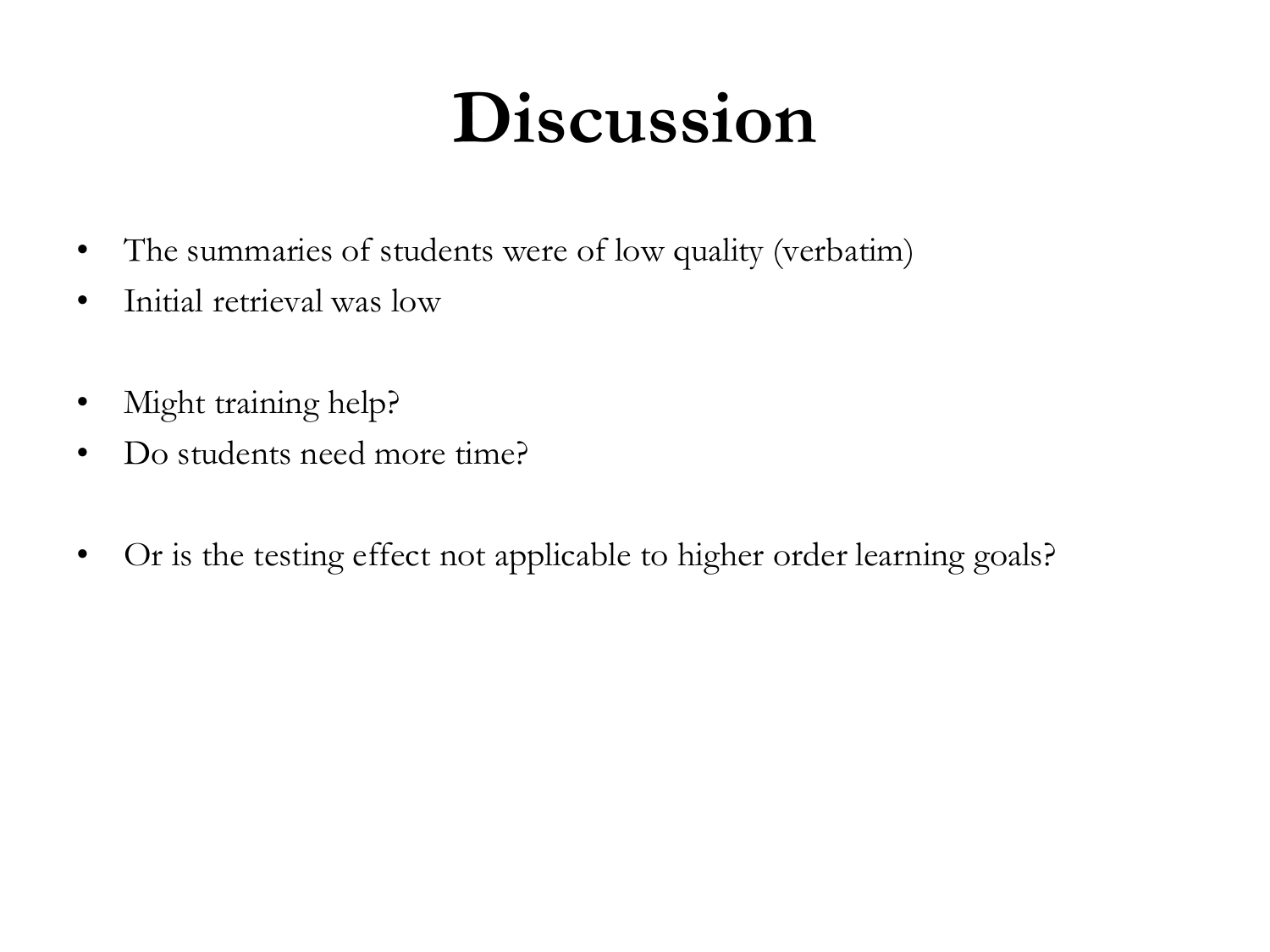# Discussion

- The summaries of students were of low quality (verbatim)
- Initial retrieval was low

- Might training help?
- Do students need more time?

- Or is the testing effect not applicable to higher order learning goals?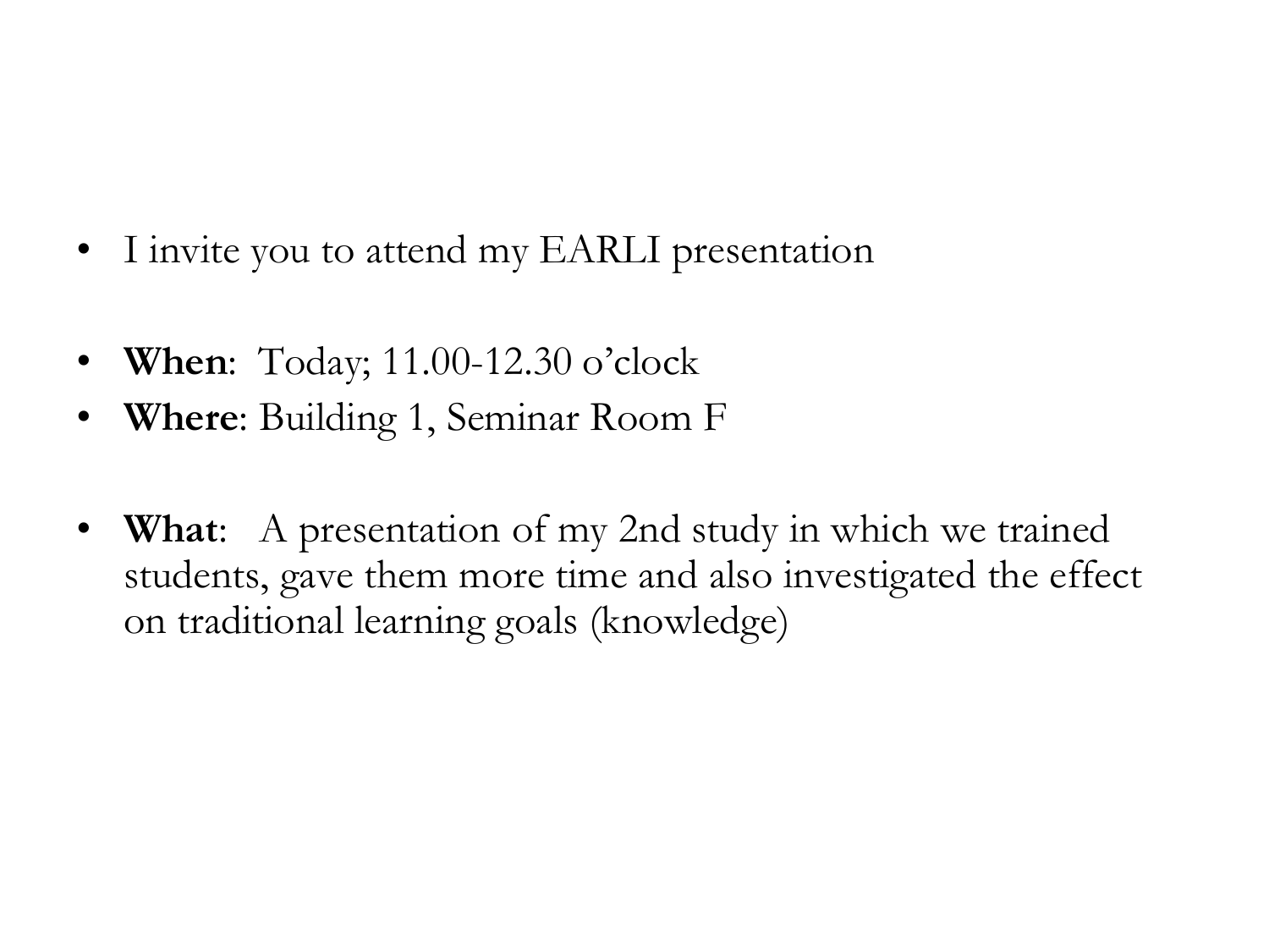- I invite you to attend my EARLI presentation

- **When**: Today; 11.00-12.30 o'clock
- **Where**: Building 1, Seminar Room F

- **What**: A presentation of my 2nd study in which we trained students, gave them more time and also investigated the effect on traditional learning goals (knowledge)